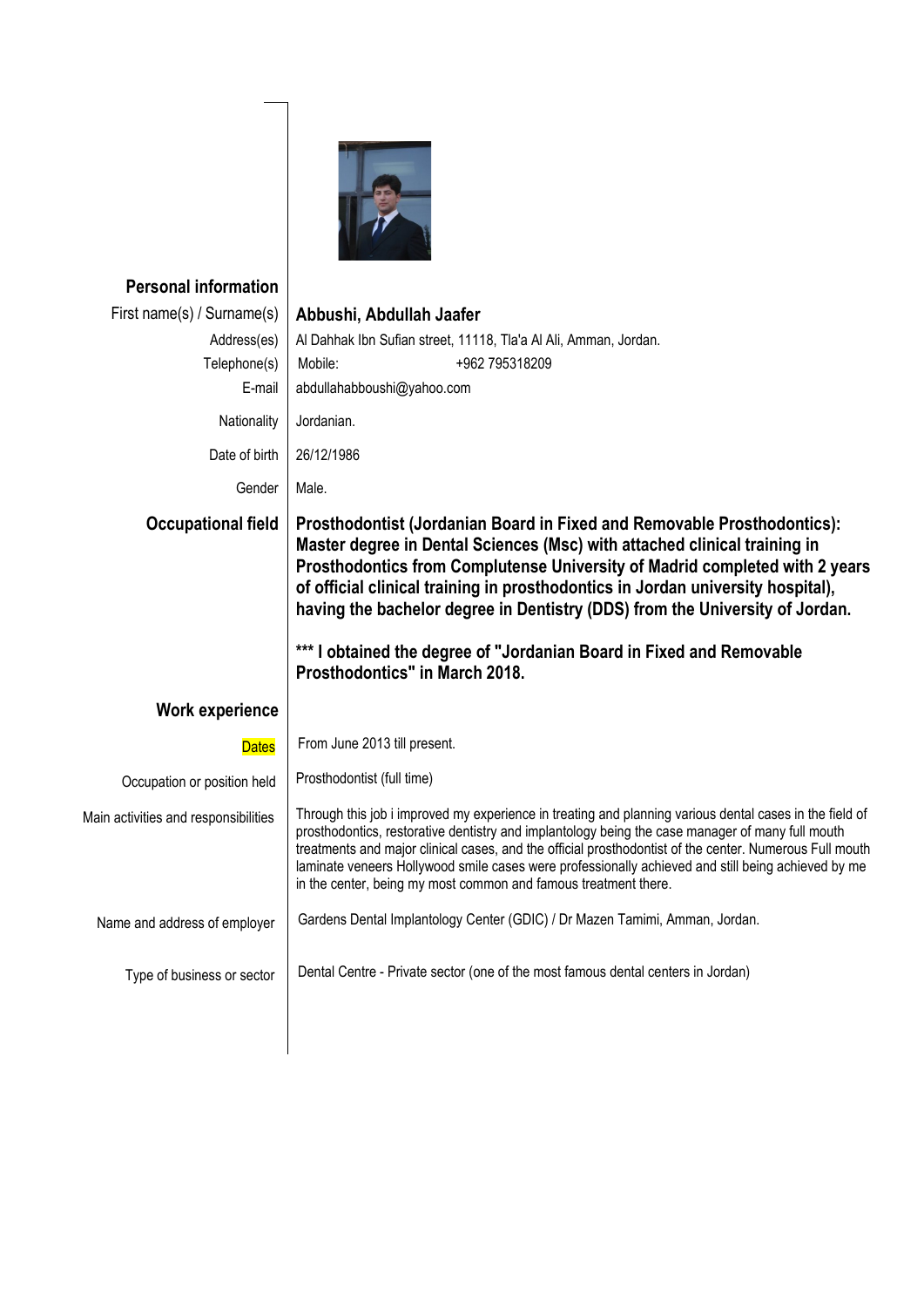## Personal information

| | |
|---|---|
| First name(s) / Surname(s) | **Abbushi, Abdullah Jaafer** |
| Address(es) | Al Dahhak Ibn Sufian street, 11118, Tla'a Al Ali, Amman, Jordan. |
| Telephone(s) | Mobile: +962 795318209 |
| E-mail | abdullahabboushi@yahoo.com |
| Nationality | Jordanian. |
| Date of birth | 26/12/1986 |
| Gender | Male. |

## Occupational field

**Prosthodontist (Jordanian Board in Fixed and Removable Prosthodontics): Master degree in Dental Sciences (Msc) with attached clinical training in Prosthodontics from Complutense University of Madrid completed with 2 years of official clinical training in prosthodontics in Jordan university hospital), having the bachelor degree in Dentistry (DDS) from the University of Jordan.**

**\*\*\* I obtained the degree of "Jordanian Board in Fixed and Removable Prosthodontics" in March 2018.**

## Work experience

| | |
|---|---|
| Dates | From June 2013 till present. |
| Occupation or position held | Prosthodontist (full time) |
| Main activities and responsibilities | Through this job i improved my experience in treating and planning various dental cases in the field of prosthodontics, restorative dentistry and implantology being the case manager of many full mouth treatments and major clinical cases, and the official prosthodontist of the center. Numerous Full mouth laminate veneers Hollywood smile cases were professionally achieved and still being achieved by me in the center, being my most common and famous treatment there. |
| Name and address of employer | Gardens Dental Implantology Center (GDIC) / Dr Mazen Tamimi, Amman, Jordan. |
| Type of business or sector | Dental Centre - Private sector (one of the most famous dental centers in Jordan) |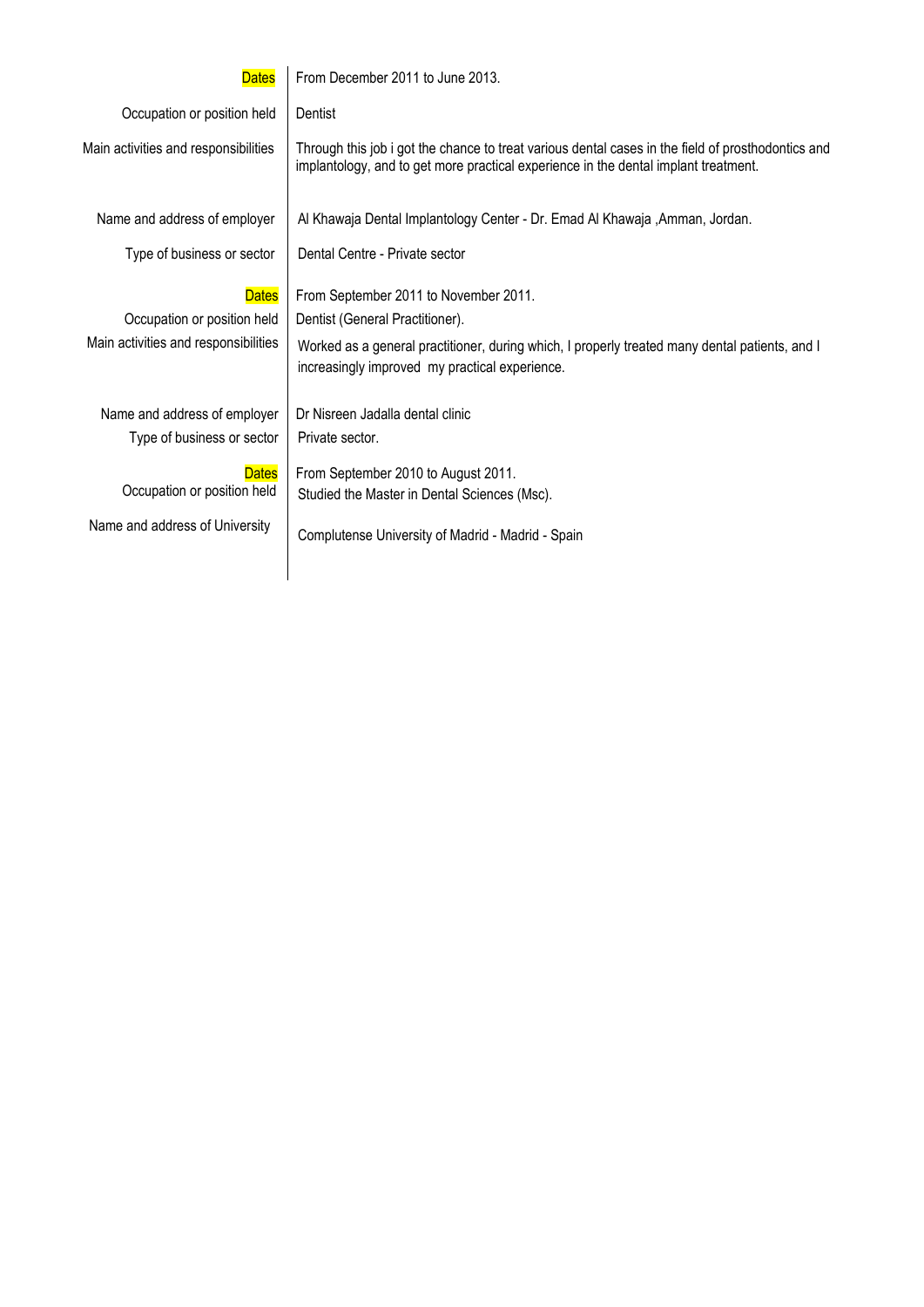| | |
|---|---|
| Dates | From December 2011 to June 2013. |
| Occupation or position held | Dentist |
| Main activities and responsibilities | Through this job i got the chance to treat various dental cases in the field of prosthodontics and implantology, and to get more practical experience in the dental implant treatment. |
| Name and address of employer | Al Khawaja Dental Implantology Center - Dr. Emad Al Khawaja ,Amman, Jordan. |
| Type of business or sector | Dental Centre - Private sector |
| Dates | From September 2011 to November 2011. |
| Occupation or position held | Dentist (General Practitioner). |
| Main activities and responsibilities | Worked as a general practitioner, during which, I properly treated many dental patients, and I increasingly improved my practical experience. |
| Name and address of employer | Dr Nisreen Jadalla dental clinic |
| Type of business or sector | Private sector. |
| Dates | From September 2010 to August 2011. |
| Occupation or position held | Studied the Master in Dental Sciences (Msc). |
| Name and address of University | Complutense University of Madrid - Madrid - Spain |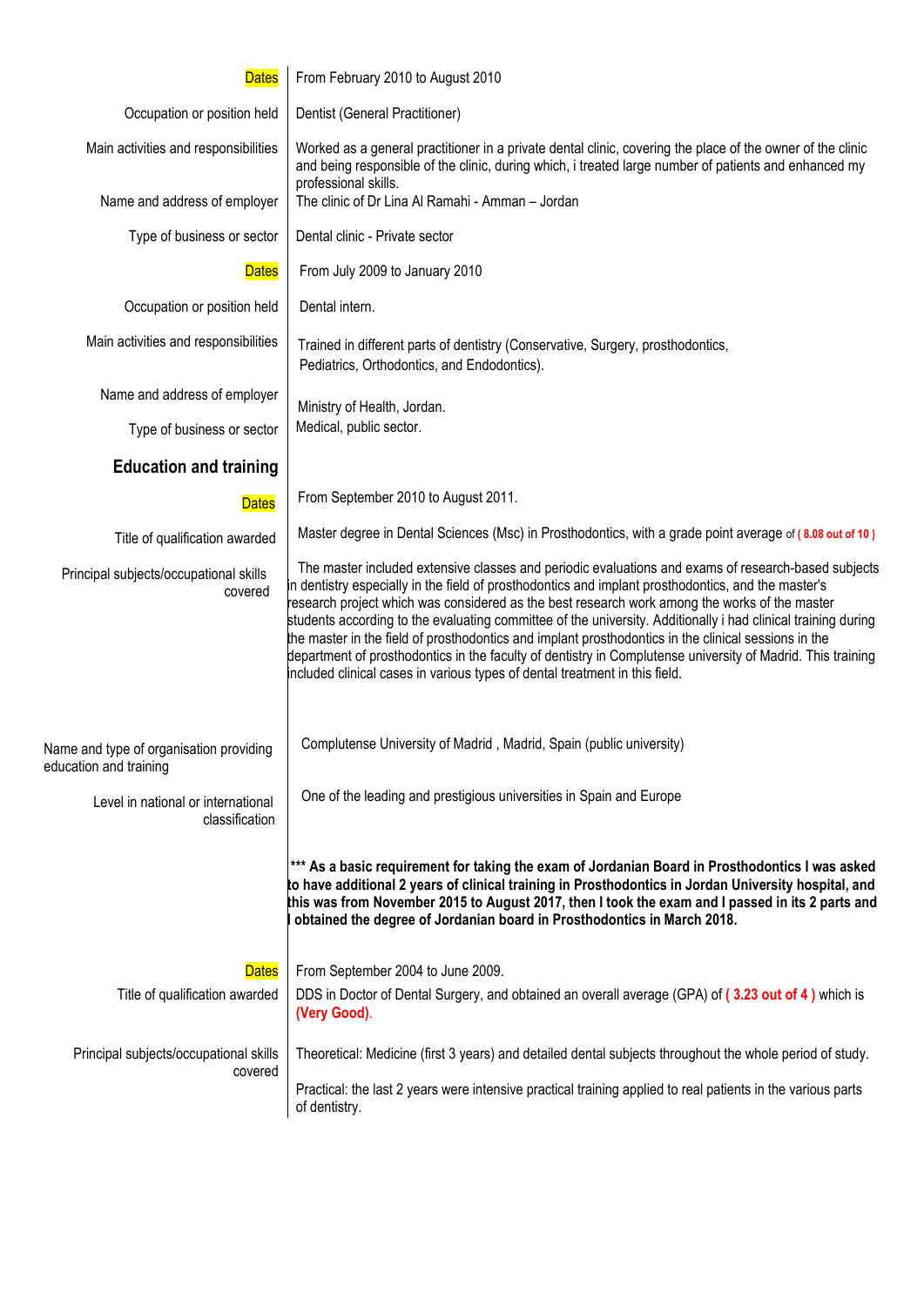| | |
|---|---|
| **Dates** | From February 2010 to August 2010 |
| Occupation or position held | Dentist (General Practitioner) |
| Main activities and responsibilities | Worked as a general practitioner in a private dental clinic, covering the place of the owner of the clinic and being responsible of the clinic, during which, i treated large number of patients and enhanced my professional skills. |
| Name and address of employer | The clinic of Dr Lina Al Ramahi - Amman – Jordan |
| Type of business or sector | Dental clinic - Private sector |
| **Dates** | From July 2009 to January 2010 |
| Occupation or position held | Dental intern. |
| Main activities and responsibilities | Trained in different parts of dentistry (Conservative, Surgery, prosthodontics, Pediatrics, Orthodontics, and Endodontics). |
| Name and address of employer | Ministry of Health, Jordan. |
| Type of business or sector | Medical, public sector. |

## Education and training

| | |
|---|---|
| **Dates** | From September 2010 to August 2011. |
| Title of qualification awarded | Master degree in Dental Sciences (Msc) in Prosthodontics, with a grade point average of **( 8.08 out of 10 )** |
| Principal subjects/occupational skills covered | The master included extensive classes and periodic evaluations and exams of research-based subjects in dentistry especially in the field of prosthodontics and implant prosthodontics, and the master's research project which was considered as the best research work among the works of the master students according to the evaluating committee of the university. Additionally i had clinical training during the master in the field of prosthodontics and implant prosthodontics in the clinical sessions in the department of prosthodontics in the faculty of dentistry in Complutense university of Madrid. This training included clinical cases in various types of dental treatment in this field. |
| Name and type of organisation providing education and training | Complutense University of Madrid , Madrid, Spain (public university) |
| Level in national or international classification | One of the leading and prestigious universities in Spain and Europe |
| | **\*\*\* As a basic requirement for taking the exam of Jordanian Board in Prosthodontics I was asked to have additional 2 years of clinical training in Prosthodontics in Jordan University hospital, and this was from November 2015 to August 2017, then I took the exam and I passed in its 2 parts and I obtained the degree of Jordanian board in Prosthodontics in March 2018.** |
| **Dates** | From September 2004 to June 2009. |
| Title of qualification awarded | DDS in Doctor of Dental Surgery, and obtained an overall average (GPA) of **( 3.23 out of 4 )** which is **(Very Good)**. |
| Principal subjects/occupational skills covered | Theoretical: Medicine (first 3 years) and detailed dental subjects throughout the whole period of study.<br><br>Practical: the last 2 years were intensive practical training applied to real patients in the various parts of dentistry. |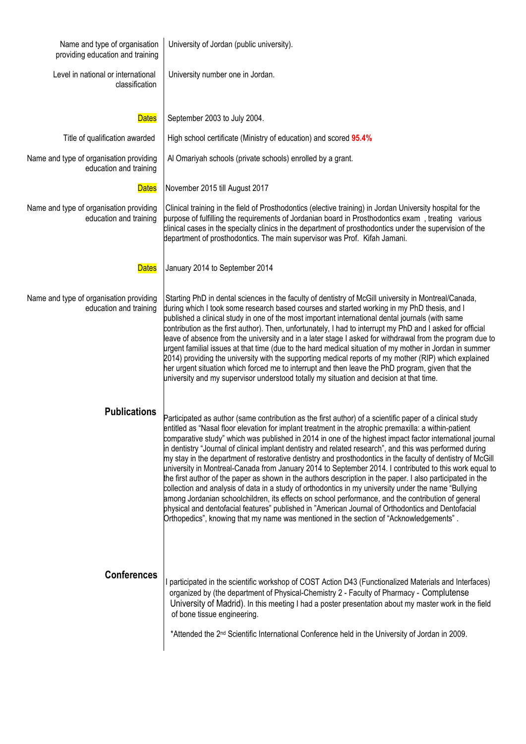| | |
|---|---|
| Name and type of organisation providing education and training | University of Jordan (public university). |
| Level in national or international classification | University number one in Jordan. |
| Dates | September 2003 to July 2004. |
| Title of qualification awarded | High school certificate (Ministry of education) and scored **95.4%** |
| Name and type of organisation providing education and training | Al Omariyah schools (private schools) enrolled by a grant. |
| Dates | November 2015 till August 2017 |
| Name and type of organisation providing education and training | Clinical training in the field of Prosthodontics (elective training) in Jordan University hospital for the purpose of fulfilling the requirements of Jordanian board in Prosthodontics exam , treating various clinical cases in the specialty clinics in the department of prosthodontics under the supervision of the department of prosthodontics. The main supervisor was Prof. Kifah Jamani. |
| Dates | January 2014 to September 2014 |
| Name and type of organisation providing education and training | Starting PhD in dental sciences in the faculty of dentistry of McGill university in Montreal/Canada, during which I took some research based courses and started working in my PhD thesis, and I published a clinical study in one of the most important international dental journals (with same contribution as the first author). Then, unfortunately, I had to interrupt my PhD and I asked for official leave of absence from the university and in a later stage I asked for withdrawal from the program due to urgent familial issues at that time (due to the hard medical situation of my mother in Jordan in summer 2014) providing the university with the supporting medical reports of my mother (RIP) which explained her urgent situation which forced me to interrupt and then leave the PhD program, given that the university and my supervisor understood totally my situation and decision at that time. |
| **Publications** | Participated as author (same contribution as the first author) of a scientific paper of a clinical study entitled as "Nasal floor elevation for implant treatment in the atrophic premaxilla: a within-patient comparative study" which was published in 2014 in one of the highest impact factor international journal in dentistry "Journal of clinical implant dentistry and related research", and this was performed during my stay in the department of restorative dentistry and prosthodontics in the faculty of dentistry of McGill university in Montreal-Canada from January 2014 to September 2014. I contributed to this work equal to the first author of the paper as shown in the authors description in the paper. I also participated in the collection and analysis of data in a study of orthodontics in my university under the name "Bullying among Jordanian schoolchildren, its effects on school performance, and the contribution of general physical and dentofacial features" published in "American Journal of Orthodontics and Dentofacial Orthopedics", knowing that my name was mentioned in the section of "Acknowledgements" . |
| **Conferences** | I participated in the scientific workshop of COST Action D43 (Functionalized Materials and Interfaces) organized by (the department of Physical-Chemistry 2 - Faculty of Pharmacy - Complutense University of Madrid). In this meeting I had a poster presentation about my master work in the field of bone tissue engineering.<br><br>*Attended the 2nd Scientific International Conference held in the University of Jordan in 2009. |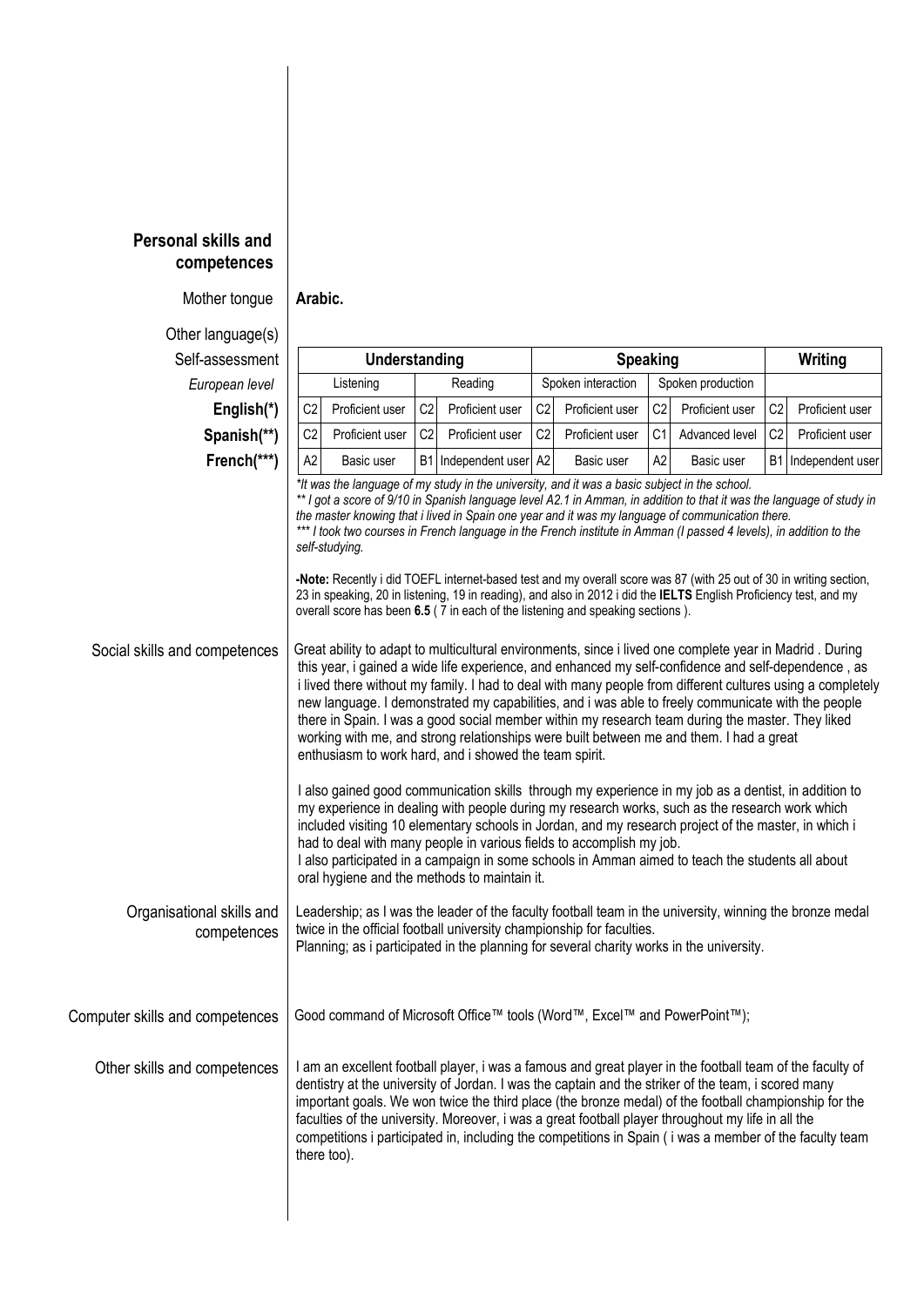## Personal skills and competences

**Mother tongue**: **Arabic.**

**Other language(s)**

**Self-assessment**

| *European level* | Understanding | | | | Speaking | | | | Writing | |
|---|---|---|---|---|---|---|---|---|---|---|
| | Listening | | Reading | | Spoken interaction | | Spoken production | | | |
| **English(*)** | C2 | Proficient user | C2 | Proficient user | C2 | Proficient user | C2 | Proficient user | C2 | Proficient user |
| **Spanish(**)** | C2 | Proficient user | C2 | Proficient user | C2 | Proficient user | C1 | Advanced level | C2 | Proficient user |
| **French(***)** | A2 | Basic user | B1 | Independent user | A2 | Basic user | A2 | Basic user | B1 | Independent user |

*\*It was the language of my study in the university, and it was a basic subject in the school.*
*\*\* I got a score of 9/10 in Spanish language level A2.1 in Amman, in addition to that it was the language of study in the master knowing that i lived in Spain one year and it was my language of communication there.*
*\*\*\* I took two courses in French language in the French institute in Amman (I passed 4 levels), in addition to the self-studying.*

**-Note:** Recently i did TOEFL internet-based test and my overall score was 87 (with 25 out of 30 in writing section, 23 in speaking, 20 in listening, 19 in reading), and also in 2012 i did the **IELTS** English Proficiency test, and my overall score has been **6.5** ( 7 in each of the listening and speaking sections ).

**Social skills and competences**

Great ability to adapt to multicultural environments, since i lived one complete year in Madrid . During this year, i gained a wide life experience, and enhanced my self-confidence and self-dependence , as i lived there without my family. I had to deal with many people from different cultures using a completely new language. I demonstrated my capabilities, and i was able to freely communicate with the people there in Spain. I was a good social member within my research team during the master. They liked working with me, and strong relationships were built between me and them. I had a great enthusiasm to work hard, and i showed the team spirit.

I also gained good communication skills through my experience in my job as a dentist, in addition to my experience in dealing with people during my research works, such as the research work which included visiting 10 elementary schools in Jordan, and my research project of the master, in which i had to deal with many people in various fields to accomplish my job.
I also participated in a campaign in some schools in Amman aimed to teach the students all about oral hygiene and the methods to maintain it.

**Organisational skills and competences**

Leadership; as I was the leader of the faculty football team in the university, winning the bronze medal twice in the official football university championship for faculties.
Planning; as i participated in the planning for several charity works in the university.

**Computer skills and competences**

Good command of Microsoft Office™ tools (Word™, Excel™ and PowerPoint™);

**Other skills and competences**

I am an excellent football player, i was a famous and great player in the football team of the faculty of dentistry at the university of Jordan. I was the captain and the striker of the team, i scored many important goals. We won twice the third place (the bronze medal) of the football championship for the faculties of the university. Moreover, i was a great football player throughout my life in all the competitions i participated in, including the competitions in Spain ( i was a member of the faculty team there too).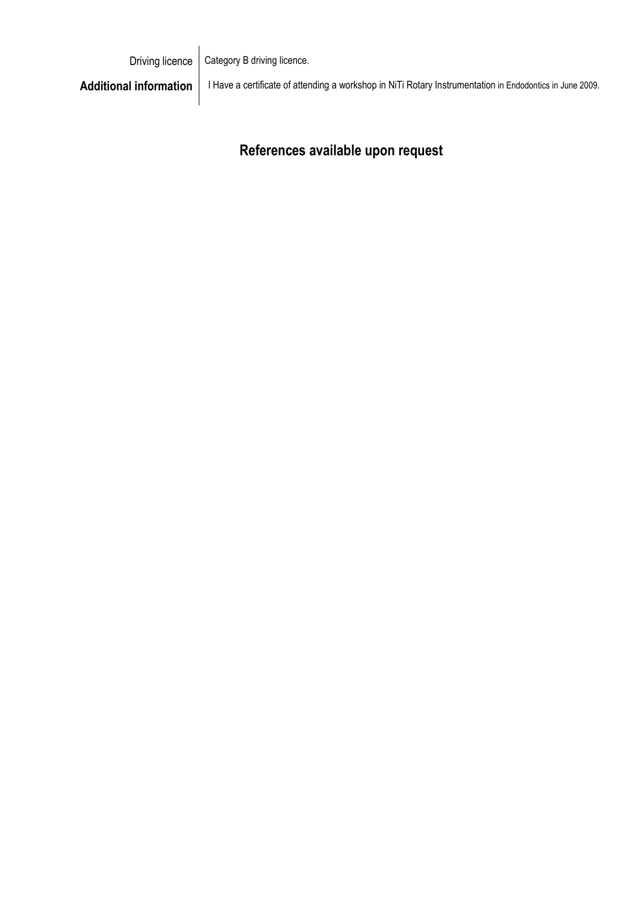| | |
|---|---|
| Driving licence | Category B driving licence. |
| **Additional information** | I Have a certificate of attending a workshop in NiTi Rotary Instrumentation in Endodontics in June 2009. |

**References available upon request**